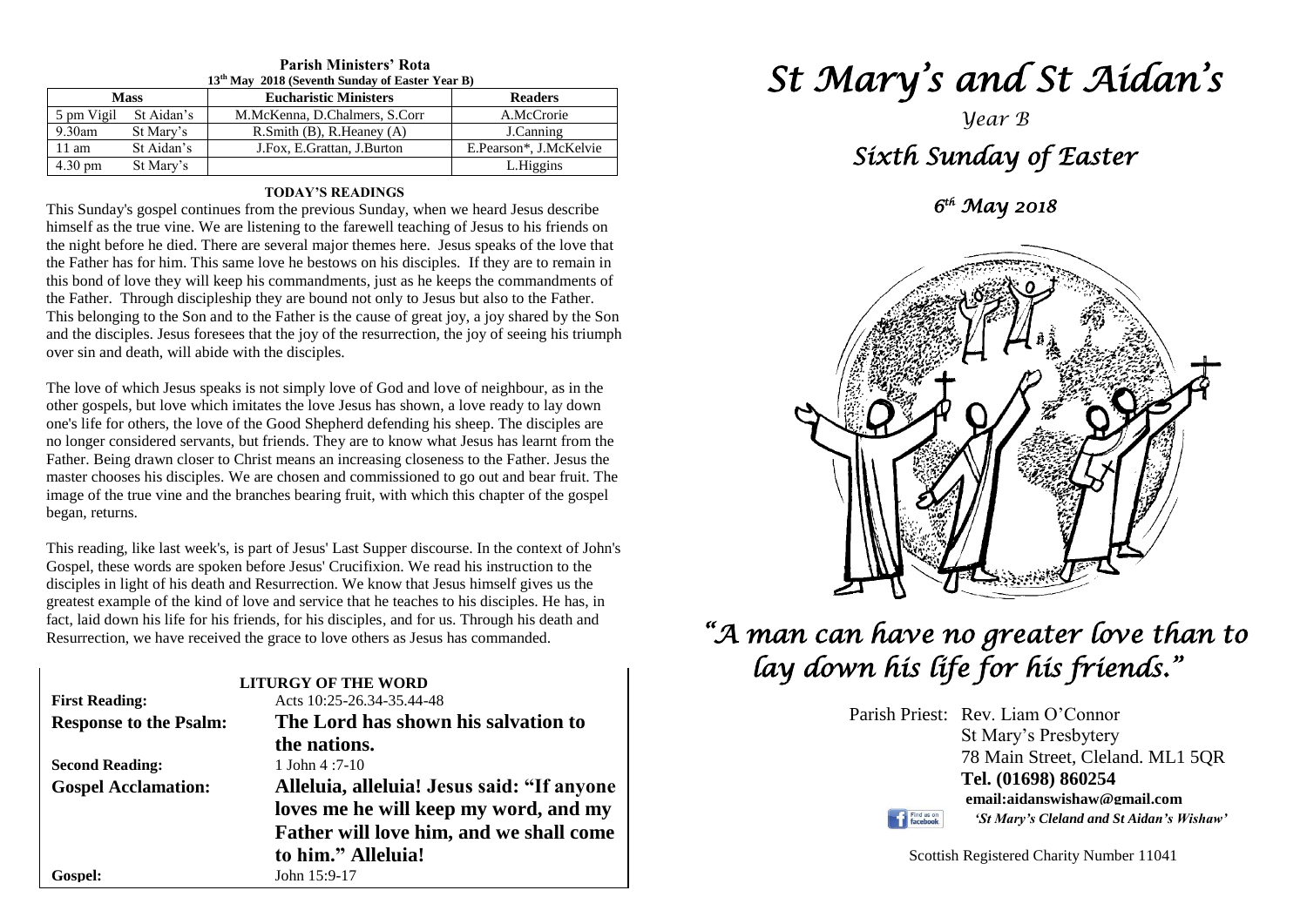**Parish Ministers' Rota**
**13th May 2018 (Seventh Sunday of Easter Year B)**

| Mass | | Eucharistic Ministers | Readers |
|---|---|---|---|
| 5 pm Vigil | St Aidan's | M.McKenna, D.Chalmers, S.Corr | A.McCrorie |
| 9.30am | St Mary's | R.Smith (B), R.Heaney (A) | J.Canning |
| 11 am | St Aidan's | J.Fox, E.Grattan, J.Burton | E.Pearson*, J.McKelvie |
| 4.30 pm | St Mary's | | L.Higgins |

**TODAY'S READINGS**

This Sunday's gospel continues from the previous Sunday, when we heard Jesus describe himself as the true vine. We are listening to the farewell teaching of Jesus to his friends on the night before he died. There are several major themes here. Jesus speaks of the love that the Father has for him. This same love he bestows on his disciples. If they are to remain in this bond of love they will keep his commandments, just as he keeps the commandments of the Father. Through discipleship they are bound not only to Jesus but also to the Father. This belonging to the Son and to the Father is the cause of great joy, a joy shared by the Son and the disciples. Jesus foresees that the joy of the resurrection, the joy of seeing his triumph over sin and death, will abide with the disciples.

The love of which Jesus speaks is not simply love of God and love of neighbour, as in the other gospels, but love which imitates the love Jesus has shown, a love ready to lay down one's life for others, the love of the Good Shepherd defending his sheep. The disciples are no longer considered servants, but friends. They are to know what Jesus has learnt from the Father. Being drawn closer to Christ means an increasing closeness to the Father. Jesus the master chooses his disciples. We are chosen and commissioned to go out and bear fruit. The image of the true vine and the branches bearing fruit, with which this chapter of the gospel began, returns.

This reading, like last week's, is part of Jesus' Last Supper discourse. In the context of John's Gospel, these words are spoken before Jesus' Crucifixion. We read his instruction to the disciples in light of his death and Resurrection. We know that Jesus himself gives us the greatest example of the kind of love and service that he teaches to his disciples. He has, in fact, laid down his life for his friends, for his disciples, and for us. Through his death and Resurrection, we have received the grace to love others as Jesus has commanded.

**LITURGY OF THE WORD**

**First Reading:** Acts 10:25-26.34-35.44-48

**Response to the Psalm:** **The Lord has shown his salvation to the nations.**

**Second Reading:** 1 John 4 :7-10

**Gospel Acclamation:** **Alleluia, alleluia! Jesus said: "If anyone loves me he will keep my word, and my Father will love him, and we shall come to him." Alleluia!**

**Gospel:** John 15:9-17

# *St Mary's and St Aidan's*

*Year B*

## *Sixth Sunday of Easter*

*6th May 2018*

## *"A man can have no greater love than to lay down his life for his friends."*

Parish Priest: Rev. Liam O'Connor
St Mary's Presbytery
78 Main Street, Cleland. ML1 5QR
**Tel. (01698) 860254**
**email:aidanswishaw@gmail.com**
*'St Mary's Cleland and St Aidan's Wishaw'*

Scottish Registered Charity Number 11041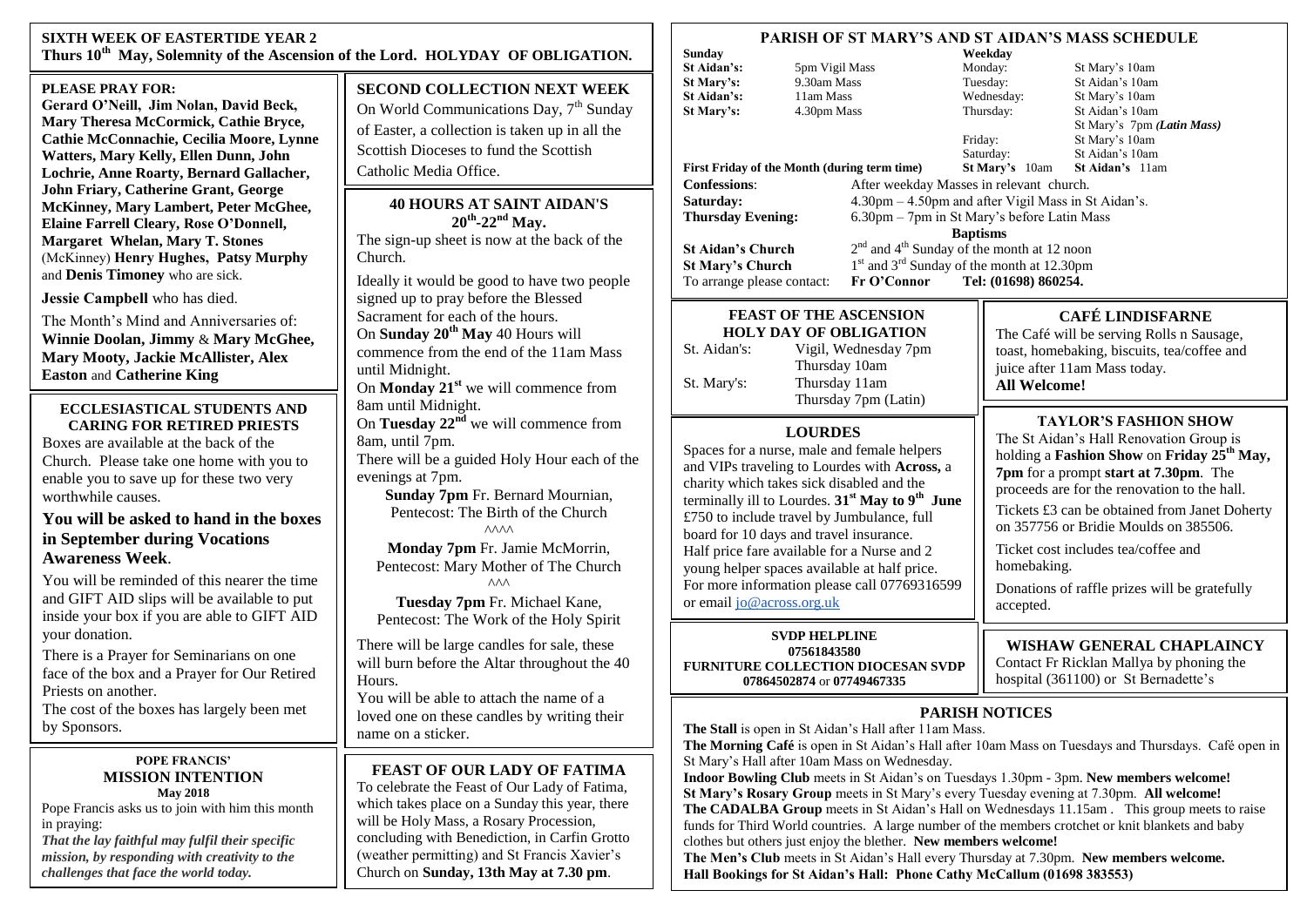**SIXTH WEEK OF EASTERTIDE YEAR 2**
**Thurs 10th May, Solemnity of the Ascension of the Lord. HOLYDAY OF OBLIGATION.**

**PLEASE PRAY FOR:**
**Gerard O'Neill, Jim Nolan, David Beck, Mary Theresa McCormick, Cathie Bryce, Cathie McConnachie, Cecilia Moore, Lynne Watters, Mary Kelly, Ellen Dunn, John Lochrie, Anne Roarty, Bernard Gallacher, John Friary, Catherine Grant, George McKinney, Mary Lambert, Peter McGhee, Elaine Farrell Cleary, Rose O'Donnell, Margaret Whelan, Mary T. Stones** (McKinney) **Henry Hughes, Patsy Murphy** and **Denis Timoney** who are sick.

**Jessie Campbell** who has died.

The Month's Mind and Anniversaries of: **Winnie Doolan, Jimmy** & **Mary McGhee, Mary Mooty, Jackie McAllister, Alex Easton** and **Catherine King**

## ECCLESIASTICAL STUDENTS AND CARING FOR RETIRED PRIESTS

Boxes are available at the back of the Church. Please take one home with you to enable you to save up for these two very worthwhile causes.

**You will be asked to hand in the boxes in September during Vocations Awareness Week**.

You will be reminded of this nearer the time and GIFT AID slips will be available to put inside your box if you are able to GIFT AID your donation.

There is a Prayer for Seminarians on one face of the box and a Prayer for Our Retired Priests on another.

The cost of the boxes has largely been met by Sponsors.

## POPE FRANCIS' MISSION INTENTION
**May 2018**

Pope Francis asks us to join with him this month in praying:

***That the lay faithful may fulfil their specific mission, by responding with creativity to the challenges that face the world today.***

## SECOND COLLECTION NEXT WEEK

On World Communications Day, 7th Sunday of Easter, a collection is taken up in all the Scottish Dioceses to fund the Scottish Catholic Media Office.

## 40 HOURS AT SAINT AIDAN'S 20th-22nd May.

The sign-up sheet is now at the back of the Church.

Ideally it would be good to have two people signed up to pray before the Blessed Sacrament for each of the hours.

On **Sunday 20th May** 40 Hours will commence from the end of the 11am Mass until Midnight.

On **Monday 21st** we will commence from 8am until Midnight.

On **Tuesday 22nd** we will commence from 8am, until 7pm.

There will be a guided Holy Hour each of the evenings at 7pm.

**Sunday 7pm** Fr. Bernard Mournian, Pentecost: The Birth of the Church

^^^^

**Monday 7pm** Fr. Jamie McMorrin, Pentecost: Mary Mother of The Church

^^^

**Tuesday 7pm** Fr. Michael Kane, Pentecost: The Work of the Holy Spirit

There will be large candles for sale, these will burn before the Altar throughout the 40 Hours.

You will be able to attach the name of a loved one on these candles by writing their name on a sticker.

## FEAST OF OUR LADY OF FATIMA

To celebrate the Feast of Our Lady of Fatima, which takes place on a Sunday this year, there will be Holy Mass, a Rosary Procession, concluding with Benediction, in Carfin Grotto (weather permitting) and St Francis Xavier's Church on **Sunday, 13th May at 7.30 pm**.

## PARISH OF ST MARY'S AND ST AIDAN'S MASS SCHEDULE

| **Sunday** | | **Weekday** | |
|---|---|---|---|
| **St Aidan's:** | 5pm Vigil Mass | Monday: | St Mary's 10am |
| **St Mary's:** | 9.30am Mass | Tuesday: | St Aidan's 10am |
| **St Aidan's:** | 11am Mass | Wednesday: | St Mary's 10am |
| **St Mary's:** | 4.30pm Mass | Thursday: | St Aidan's 10am |
| | | | St Mary's 7pm *(Latin Mass)* |
| | | Friday: | St Mary's 10am |
| | | Saturday: | St Aidan's 10am |
| **First Friday of the Month (during term time)** | | **St Mary's** 10am | **St Aidan's** 11am |

**Confessions**: After weekday Masses in relevant church.
**Saturday:** 4.30pm – 4.50pm and after Vigil Mass in St Aidan's.
**Thursday Evening:** 6.30pm – 7pm in St Mary's before Latin Mass

**Baptisms**

**St Aidan's Church** 2nd and 4th Sunday of the month at 12 noon
**St Mary's Church** 1st and 3rd Sunday of the month at 12.30pm
To arrange please contact: **Fr O'Connor Tel: (01698) 860254.**

## FEAST OF THE ASCENSION HOLY DAY OF OBLIGATION

St. Aidan's: Vigil, Wednesday 7pm
Thursday 10am
St. Mary's: Thursday 11am
Thursday 7pm (Latin)

## LOURDES

Spaces for a nurse, male and female helpers and VIPs traveling to Lourdes with **Across,** a charity which takes sick disabled and the terminally ill to Lourdes. **31st May to 9th June** £750 to include travel by Jumbulance, full board for 10 days and travel insurance. Half price fare available for a Nurse and 2 young helper spaces available at half price. For more information please call 07769316599 or email jo@across.org.uk

**SVDP HELPLINE**
**07561843580**
**FURNITURE COLLECTION DIOCESAN SVDP**
**07864502874** or **07749467335**

## CAFÉ LINDISFARNE

The Café will be serving Rolls n Sausage, toast, homebaking, biscuits, tea/coffee and juice after 11am Mass today.
**All Welcome!**

## TAYLOR'S FASHION SHOW

The St Aidan's Hall Renovation Group is holding a **Fashion Show** on **Friday 25th May, 7pm** for a prompt **start at 7.30pm**. The proceeds are for the renovation to the hall.

Tickets £3 can be obtained from Janet Doherty on 357756 or Bridie Moulds on 385506.

Ticket cost includes tea/coffee and homebaking.

Donations of raffle prizes will be gratefully accepted.

## WISHAW GENERAL CHAPLAINCY

Contact Fr Ricklan Mallya by phoning the hospital (361100) or St Bernadette's

## PARISH NOTICES

**The Stall** is open in St Aidan's Hall after 11am Mass.
**The Morning Café** is open in St Aidan's Hall after 10am Mass on Tuesdays and Thursdays. Café open in St Mary's Hall after 10am Mass on Wednesday.
**Indoor Bowling Club** meets in St Aidan's on Tuesdays 1.30pm - 3pm. **New members welcome!**
**St Mary's Rosary Group** meets in St Mary's every Tuesday evening at 7.30pm. **All welcome!**
**The CADALBA Group** meets in St Aidan's Hall on Wednesdays 11.15am . This group meets to raise funds for Third World countries. A large number of the members crotchet or knit blankets and baby clothes but others just enjoy the blether. **New members welcome!**
**The Men's Club** meets in St Aidan's Hall every Thursday at 7.30pm. **New members welcome.**
**Hall Bookings for St Aidan's Hall: Phone Cathy McCallum (01698 383553)**